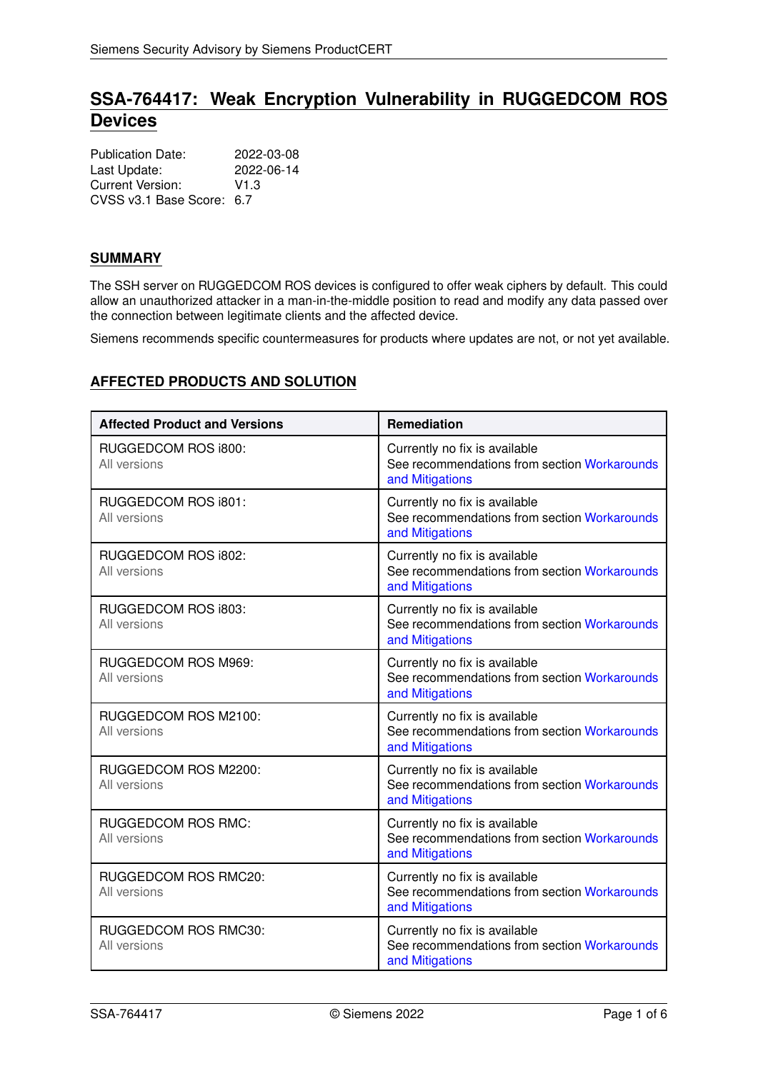# SSA-764417: Weak Encryption Vulnerability in RUGGEDCOM ROS Devices

Publication Date: 2022-03-08
Last Update: 2022-06-14
Current Version: V1.3
CVSS v3.1 Base Score: 6.7

## SUMMARY

The SSH server on RUGGEDCOM ROS devices is configured to offer weak ciphers by default. This could allow an unauthorized attacker in a man-in-the-middle position to read and modify any data passed over the connection between legitimate clients and the affected device.

Siemens recommends specific countermeasures for products where updates are not, or not yet available.

## AFFECTED PRODUCTS AND SOLUTION

| Affected Product and Versions | Remediation |
| --- | --- |
| RUGGEDCOM ROS i800:<br>All versions | Currently no fix is available<br>See recommendations from section Workarounds and Mitigations |
| RUGGEDCOM ROS i801:<br>All versions | Currently no fix is available<br>See recommendations from section Workarounds and Mitigations |
| RUGGEDCOM ROS i802:<br>All versions | Currently no fix is available<br>See recommendations from section Workarounds and Mitigations |
| RUGGEDCOM ROS i803:<br>All versions | Currently no fix is available<br>See recommendations from section Workarounds and Mitigations |
| RUGGEDCOM ROS M969:<br>All versions | Currently no fix is available<br>See recommendations from section Workarounds and Mitigations |
| RUGGEDCOM ROS M2100:<br>All versions | Currently no fix is available<br>See recommendations from section Workarounds and Mitigations |
| RUGGEDCOM ROS M2200:<br>All versions | Currently no fix is available<br>See recommendations from section Workarounds and Mitigations |
| RUGGEDCOM ROS RMC:<br>All versions | Currently no fix is available<br>See recommendations from section Workarounds and Mitigations |
| RUGGEDCOM ROS RMC20:<br>All versions | Currently no fix is available<br>See recommendations from section Workarounds and Mitigations |
| RUGGEDCOM ROS RMC30:<br>All versions | Currently no fix is available<br>See recommendations from section Workarounds and Mitigations |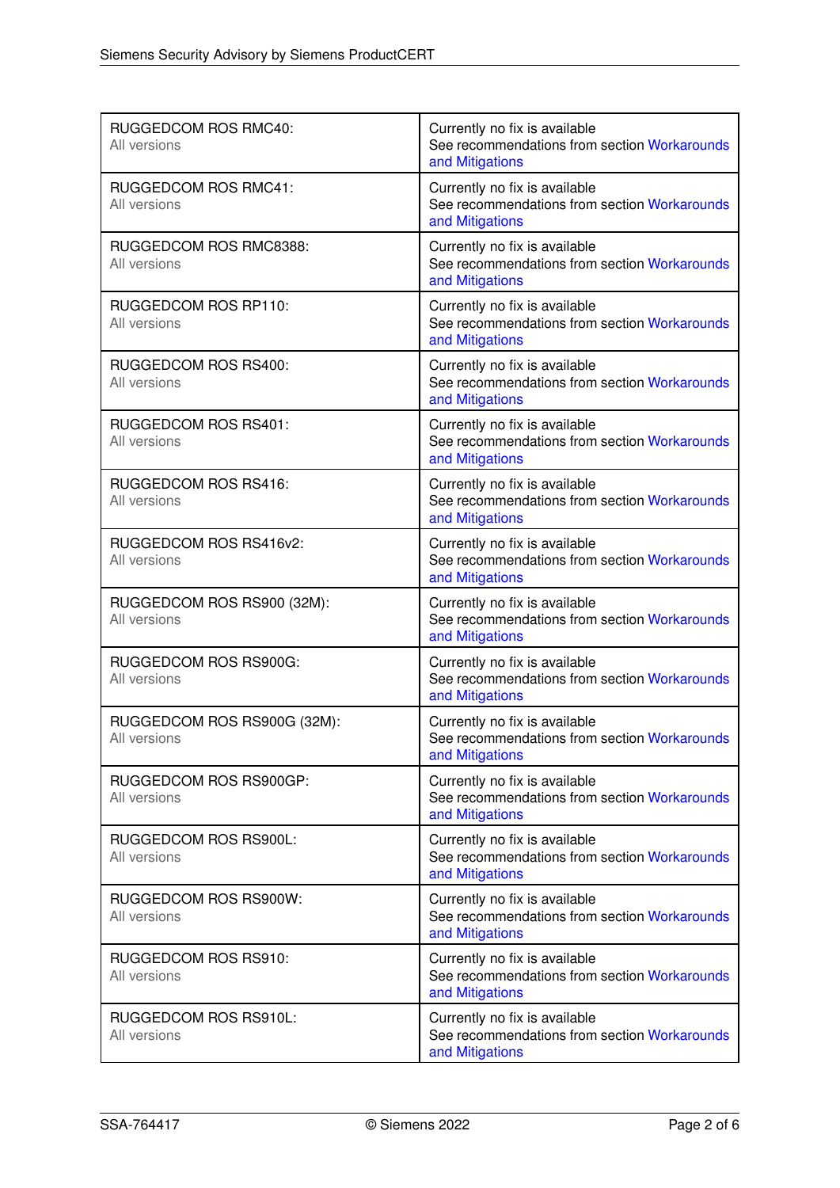| | |
|---|---|
| RUGGEDCOM ROS RMC40:<br>All versions | Currently no fix is available<br>See recommendations from section Workarounds and Mitigations |
| RUGGEDCOM ROS RMC41:<br>All versions | Currently no fix is available<br>See recommendations from section Workarounds and Mitigations |
| RUGGEDCOM ROS RMC8388:<br>All versions | Currently no fix is available<br>See recommendations from section Workarounds and Mitigations |
| RUGGEDCOM ROS RP110:<br>All versions | Currently no fix is available<br>See recommendations from section Workarounds and Mitigations |
| RUGGEDCOM ROS RS400:<br>All versions | Currently no fix is available<br>See recommendations from section Workarounds and Mitigations |
| RUGGEDCOM ROS RS401:<br>All versions | Currently no fix is available<br>See recommendations from section Workarounds and Mitigations |
| RUGGEDCOM ROS RS416:<br>All versions | Currently no fix is available<br>See recommendations from section Workarounds and Mitigations |
| RUGGEDCOM ROS RS416v2:<br>All versions | Currently no fix is available<br>See recommendations from section Workarounds and Mitigations |
| RUGGEDCOM ROS RS900 (32M):<br>All versions | Currently no fix is available<br>See recommendations from section Workarounds and Mitigations |
| RUGGEDCOM ROS RS900G:<br>All versions | Currently no fix is available<br>See recommendations from section Workarounds and Mitigations |
| RUGGEDCOM ROS RS900G (32M):<br>All versions | Currently no fix is available<br>See recommendations from section Workarounds and Mitigations |
| RUGGEDCOM ROS RS900GP:<br>All versions | Currently no fix is available<br>See recommendations from section Workarounds and Mitigations |
| RUGGEDCOM ROS RS900L:<br>All versions | Currently no fix is available<br>See recommendations from section Workarounds and Mitigations |
| RUGGEDCOM ROS RS900W:<br>All versions | Currently no fix is available<br>See recommendations from section Workarounds and Mitigations |
| RUGGEDCOM ROS RS910:<br>All versions | Currently no fix is available<br>See recommendations from section Workarounds and Mitigations |
| RUGGEDCOM ROS RS910L:<br>All versions | Currently no fix is available<br>See recommendations from section Workarounds and Mitigations |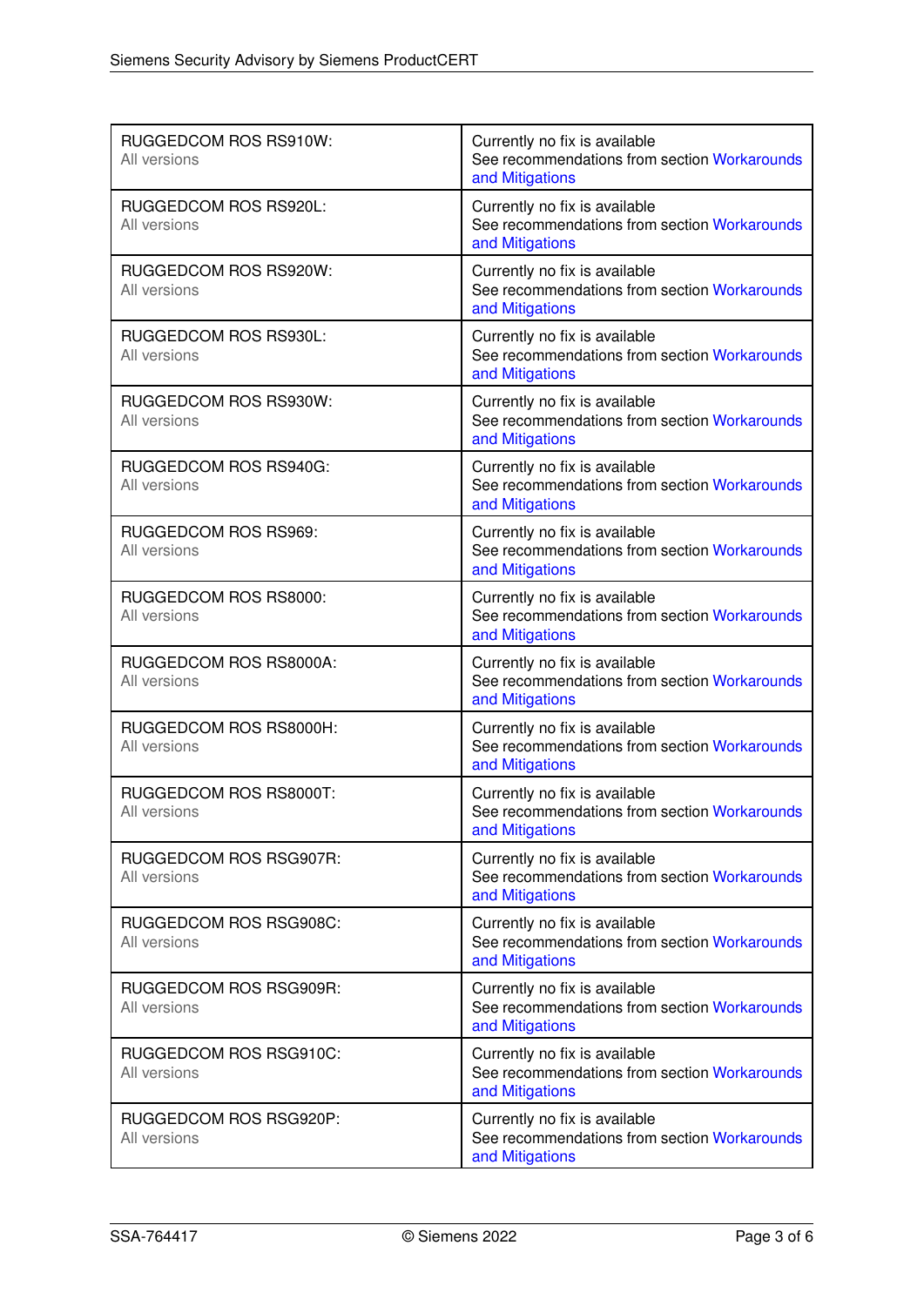| | |
|---|---|
| RUGGEDCOM ROS RS910W:<br>All versions | Currently no fix is available<br>See recommendations from section Workarounds and Mitigations |
| RUGGEDCOM ROS RS920L:<br>All versions | Currently no fix is available<br>See recommendations from section Workarounds and Mitigations |
| RUGGEDCOM ROS RS920W:<br>All versions | Currently no fix is available<br>See recommendations from section Workarounds and Mitigations |
| RUGGEDCOM ROS RS930L:<br>All versions | Currently no fix is available<br>See recommendations from section Workarounds and Mitigations |
| RUGGEDCOM ROS RS930W:<br>All versions | Currently no fix is available<br>See recommendations from section Workarounds and Mitigations |
| RUGGEDCOM ROS RS940G:<br>All versions | Currently no fix is available<br>See recommendations from section Workarounds and Mitigations |
| RUGGEDCOM ROS RS969:<br>All versions | Currently no fix is available<br>See recommendations from section Workarounds and Mitigations |
| RUGGEDCOM ROS RS8000:<br>All versions | Currently no fix is available<br>See recommendations from section Workarounds and Mitigations |
| RUGGEDCOM ROS RS8000A:<br>All versions | Currently no fix is available<br>See recommendations from section Workarounds and Mitigations |
| RUGGEDCOM ROS RS8000H:<br>All versions | Currently no fix is available<br>See recommendations from section Workarounds and Mitigations |
| RUGGEDCOM ROS RS8000T:<br>All versions | Currently no fix is available<br>See recommendations from section Workarounds and Mitigations |
| RUGGEDCOM ROS RSG907R:<br>All versions | Currently no fix is available<br>See recommendations from section Workarounds and Mitigations |
| RUGGEDCOM ROS RSG908C:<br>All versions | Currently no fix is available<br>See recommendations from section Workarounds and Mitigations |
| RUGGEDCOM ROS RSG909R:<br>All versions | Currently no fix is available<br>See recommendations from section Workarounds and Mitigations |
| RUGGEDCOM ROS RSG910C:<br>All versions | Currently no fix is available<br>See recommendations from section Workarounds and Mitigations |
| RUGGEDCOM ROS RSG920P:<br>All versions | Currently no fix is available<br>See recommendations from section Workarounds and Mitigations |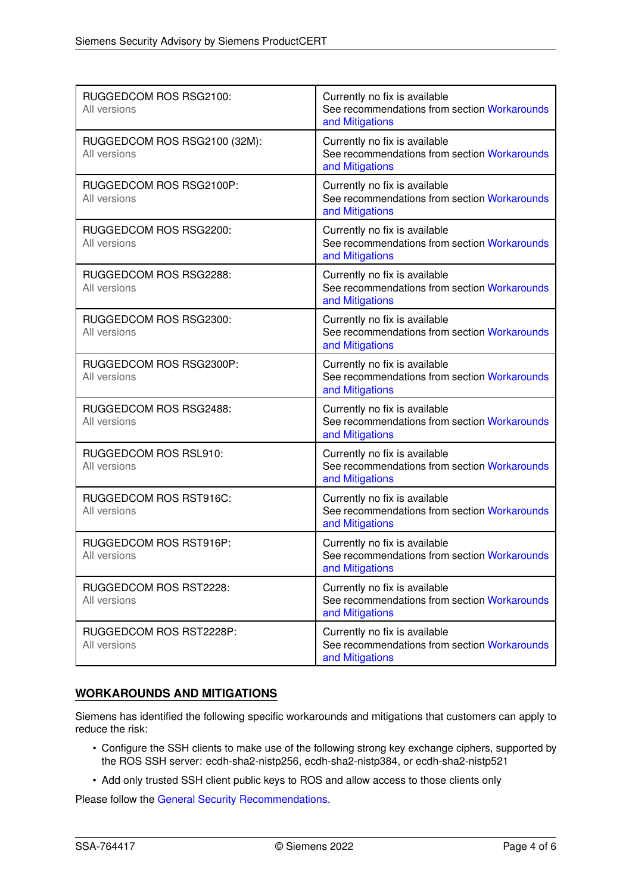| | |
|---|---|
| RUGGEDCOM ROS RSG2100: All versions | Currently no fix is available See recommendations from section Workarounds and Mitigations |
| RUGGEDCOM ROS RSG2100 (32M): All versions | Currently no fix is available See recommendations from section Workarounds and Mitigations |
| RUGGEDCOM ROS RSG2100P: All versions | Currently no fix is available See recommendations from section Workarounds and Mitigations |
| RUGGEDCOM ROS RSG2200: All versions | Currently no fix is available See recommendations from section Workarounds and Mitigations |
| RUGGEDCOM ROS RSG2288: All versions | Currently no fix is available See recommendations from section Workarounds and Mitigations |
| RUGGEDCOM ROS RSG2300: All versions | Currently no fix is available See recommendations from section Workarounds and Mitigations |
| RUGGEDCOM ROS RSG2300P: All versions | Currently no fix is available See recommendations from section Workarounds and Mitigations |
| RUGGEDCOM ROS RSG2488: All versions | Currently no fix is available See recommendations from section Workarounds and Mitigations |
| RUGGEDCOM ROS RSL910: All versions | Currently no fix is available See recommendations from section Workarounds and Mitigations |
| RUGGEDCOM ROS RST916C: All versions | Currently no fix is available See recommendations from section Workarounds and Mitigations |
| RUGGEDCOM ROS RST916P: All versions | Currently no fix is available See recommendations from section Workarounds and Mitigations |
| RUGGEDCOM ROS RST2228: All versions | Currently no fix is available See recommendations from section Workarounds and Mitigations |
| RUGGEDCOM ROS RST2228P: All versions | Currently no fix is available See recommendations from section Workarounds and Mitigations |

## WORKAROUNDS AND MITIGATIONS

Siemens has identified the following specific workarounds and mitigations that customers can apply to reduce the risk:

- Configure the SSH clients to make use of the following strong key exchange ciphers, supported by the ROS SSH server: ecdh-sha2-nistp256, ecdh-sha2-nistp384, or ecdh-sha2-nistp521
- Add only trusted SSH client public keys to ROS and allow access to those clients only

Please follow the General Security Recommendations.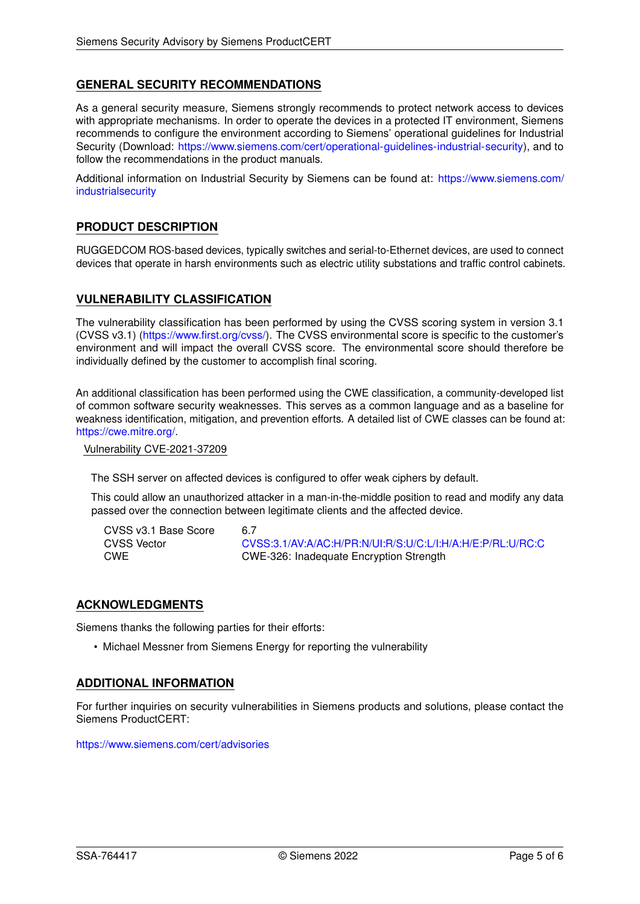## GENERAL SECURITY RECOMMENDATIONS

As a general security measure, Siemens strongly recommends to protect network access to devices with appropriate mechanisms. In order to operate the devices in a protected IT environment, Siemens recommends to configure the environment according to Siemens' operational guidelines for Industrial Security (Download: https://www.siemens.com/cert/operational-guidelines-industrial-security), and to follow the recommendations in the product manuals.

Additional information on Industrial Security by Siemens can be found at: https://www.siemens.com/industrialsecurity

## PRODUCT DESCRIPTION

RUGGEDCOM ROS-based devices, typically switches and serial-to-Ethernet devices, are used to connect devices that operate in harsh environments such as electric utility substations and traffic control cabinets.

## VULNERABILITY CLASSIFICATION

The vulnerability classification has been performed by using the CVSS scoring system in version 3.1 (CVSS v3.1) (https://www.first.org/cvss/). The CVSS environmental score is specific to the customer's environment and will impact the overall CVSS score. The environmental score should therefore be individually defined by the customer to accomplish final scoring.

An additional classification has been performed using the CWE classification, a community-developed list of common software security weaknesses. This serves as a common language and as a baseline for weakness identification, mitigation, and prevention efforts. A detailed list of CWE classes can be found at: https://cwe.mitre.org/.

### Vulnerability CVE-2021-37209

The SSH server on affected devices is configured to offer weak ciphers by default.

This could allow an unauthorized attacker in a man-in-the-middle position to read and modify any data passed over the connection between legitimate clients and the affected device.

| | |
|---|---|
| CVSS v3.1 Base Score | 6.7 |
| CVSS Vector | CVSS:3.1/AV:A/AC:H/PR:N/UI:R/S:U/C:L/I:H/A:H/E:P/RL:U/RC:C |
| CWE | CWE-326: Inadequate Encryption Strength |

## ACKNOWLEDGMENTS

Siemens thanks the following parties for their efforts:

- Michael Messner from Siemens Energy for reporting the vulnerability

## ADDITIONAL INFORMATION

For further inquiries on security vulnerabilities in Siemens products and solutions, please contact the Siemens ProductCERT:

https://www.siemens.com/cert/advisories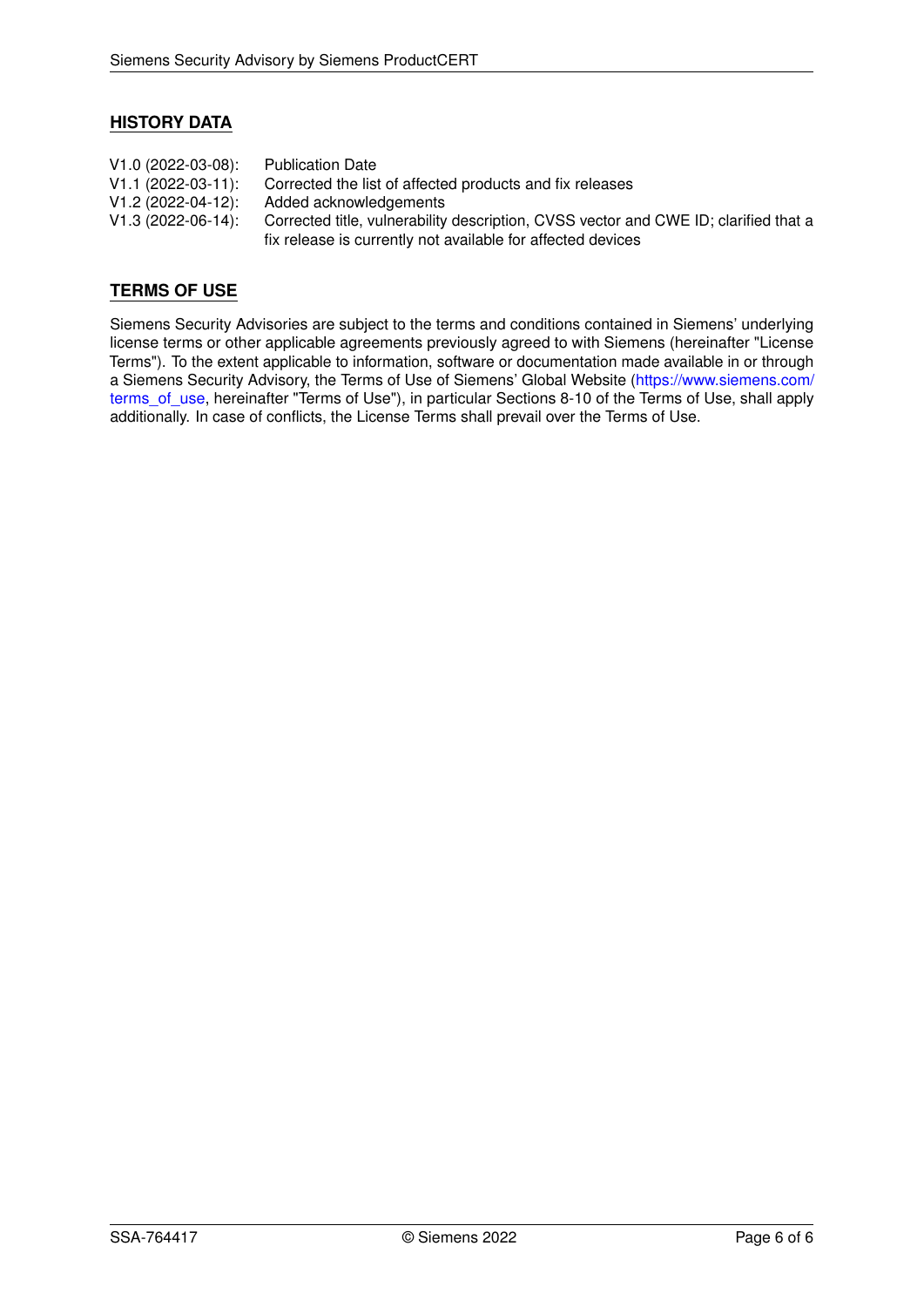## HISTORY DATA

| | |
|---|---|
| V1.0 (2022-03-08): | Publication Date |
| V1.1 (2022-03-11): | Corrected the list of affected products and fix releases |
| V1.2 (2022-04-12): | Added acknowledgements |
| V1.3 (2022-06-14): | Corrected title, vulnerability description, CVSS vector and CWE ID; clarified that a fix release is currently not available for affected devices |

## TERMS OF USE

Siemens Security Advisories are subject to the terms and conditions contained in Siemens' underlying license terms or other applicable agreements previously agreed to with Siemens (hereinafter "License Terms"). To the extent applicable to information, software or documentation made available in or through a Siemens Security Advisory, the Terms of Use of Siemens' Global Website (https://www.siemens.com/terms_of_use, hereinafter "Terms of Use"), in particular Sections 8-10 of the Terms of Use, shall apply additionally. In case of conflicts, the License Terms shall prevail over the Terms of Use.